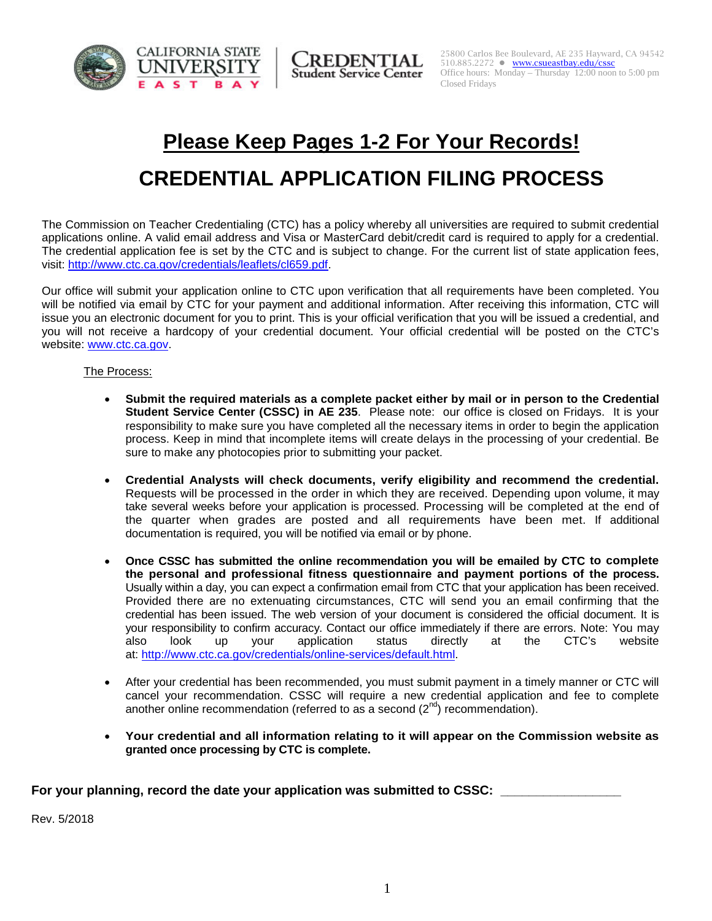CALIFORNIA STATE UNIVERSITY EAST BAY | CREDENTIAL Student Service Center

25800 Carlos Bee Boulevard, AE 235 Hayward, CA 94542
510.885.2272 ● www.csueastbay.edu/cssc
Office hours: Monday – Thursday 12:00 noon to 5:00 pm
Closed Fridays

# Please Keep Pages 1-2 For Your Records!

# CREDENTIAL APPLICATION FILING PROCESS

The Commission on Teacher Credentialing (CTC) has a policy whereby all universities are required to submit credential applications online. A valid email address and Visa or MasterCard debit/credit card is required to apply for a credential. The credential application fee is set by the CTC and is subject to change. For the current list of state application fees, visit: http://www.ctc.ca.gov/credentials/leaflets/cl659.pdf.

Our office will submit your application online to CTC upon verification that all requirements have been completed. You will be notified via email by CTC for your payment and additional information. After receiving this information, CTC will issue you an electronic document for you to print. This is your official verification that you will be issued a credential, and you will not receive a hardcopy of your credential document. Your official credential will be posted on the CTC's website: www.ctc.ca.gov.

The Process:

- **Submit the required materials as a complete packet either by mail or in person to the Credential Student Service Center (CSSC) in AE 235**. Please note: our office is closed on Fridays. It is your responsibility to make sure you have completed all the necessary items in order to begin the application process. Keep in mind that incomplete items will create delays in the processing of your credential. Be sure to make any photocopies prior to submitting your packet.

- **Credential Analysts will check documents, verify eligibility and recommend the credential.** Requests will be processed in the order in which they are received. Depending upon volume, it may take several weeks before your application is processed. Processing will be completed at the end of the quarter when grades are posted and all requirements have been met. If additional documentation is required, you will be notified via email or by phone.

- **Once CSSC has submitted the online recommendation you will be emailed by CTC to complete the personal and professional fitness questionnaire and payment portions of the process.** Usually within a day, you can expect a confirmation email from CTC that your application has been received. Provided there are no extenuating circumstances, CTC will send you an email confirming that the credential has been issued. The web version of your document is considered the official document. It is your responsibility to confirm accuracy. Contact our office immediately if there are errors. Note: You may also look up your application status directly at the CTC's website at: http://www.ctc.ca.gov/credentials/online-services/default.html.

- After your credential has been recommended, you must submit payment in a timely manner or CTC will cancel your recommendation. CSSC will require a new credential application and fee to complete another online recommendation (referred to as a second (2nd) recommendation).

- **Your credential and all information relating to it will appear on the Commission website as granted once processing by CTC is complete.**

**For your planning, record the date your application was submitted to CSSC: _________________**

Rev. 5/2018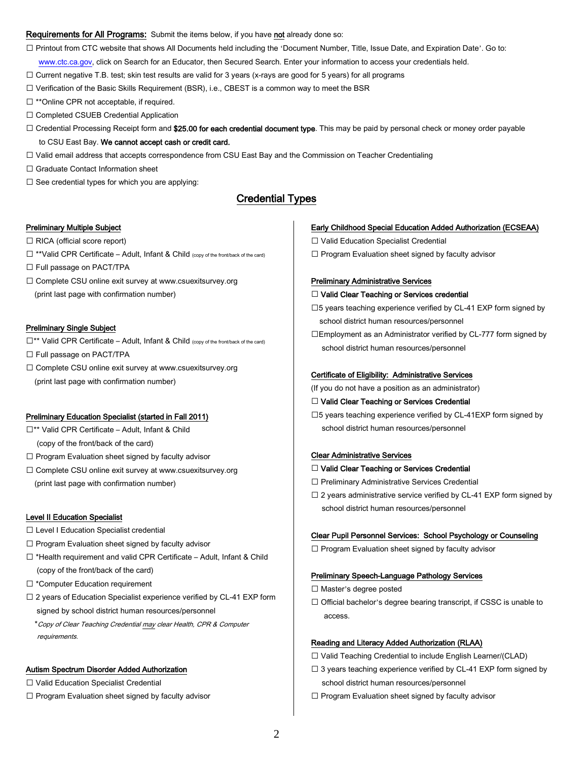**Requirements for All Programs:** Submit the items below, if you have not already done so:

- ☐ Printout from CTC website that shows All Documents held including the 'Document Number, Title, Issue Date, and Expiration Date'. Go to: www.ctc.ca.gov, click on Search for an Educator, then Secured Search. Enter your information to access your credentials held.
- ☐ Current negative T.B. test; skin test results are valid for 3 years (x-rays are good for 5 years) for all programs
- ☐ Verification of the Basic Skills Requirement (BSR), i.e., CBEST is a common way to meet the BSR
- ☐ **Online CPR not acceptable, if required.
- ☐ Completed CSUEB Credential Application
- ☐ Credential Processing Receipt form and **$25.00 for each credential document type**. This may be paid by personal check or money order payable to CSU East Bay. **We cannot accept cash or credit card.**
- ☐ Valid email address that accepts correspondence from CSU East Bay and the Commission on Teacher Credentialing
- ☐ Graduate Contact Information sheet
- ☐ See credential types for which you are applying:

## Credential Types

### Preliminary Multiple Subject

- ☐ RICA (official score report)
- ☐ **Valid CPR Certificate – Adult, Infant & Child (copy of the front/back of the card)
- ☐ Full passage on PACT/TPA
- ☐ Complete CSU online exit survey at www.csuexitsurvey.org (print last page with confirmation number)

### Preliminary Single Subject

- ☐** Valid CPR Certificate – Adult, Infant & Child (copy of the front/back of the card)
- ☐ Full passage on PACT/TPA
- ☐ Complete CSU online exit survey at www.csuexitsurvey.org (print last page with confirmation number)

### Preliminary Education Specialist (started in Fall 2011)

- ☐** Valid CPR Certificate – Adult, Infant & Child (copy of the front/back of the card)
- ☐ Program Evaluation sheet signed by faculty advisor
- ☐ Complete CSU online exit survey at www.csuexitsurvey.org (print last page with confirmation number)

### Level II Education Specialist

- ☐ Level I Education Specialist credential
- ☐ Program Evaluation sheet signed by faculty advisor
- ☐ *Health requirement and valid CPR Certificate – Adult, Infant & Child (copy of the front/back of the card)
- ☐ *Computer Education requirement
- ☐ 2 years of Education Specialist experience verified by CL-41 EXP form signed by school district human resources/personnel

*\*Copy of Clear Teaching Credential may clear Health, CPR & Computer requirements.*

### Autism Spectrum Disorder Added Authorization

- ☐ Valid Education Specialist Credential
- ☐ Program Evaluation sheet signed by faculty advisor

### Early Childhood Special Education Added Authorization (ECSEAA)

- ☐ Valid Education Specialist Credential
- ☐ Program Evaluation sheet signed by faculty advisor

### Preliminary Administrative Services

- ☐ **Valid Clear Teaching or Services credential**
- ☐5 years teaching experience verified by CL-41 EXP form signed by school district human resources/personnel
- ☐Employment as an Administrator verified by CL-777 form signed by school district human resources/personnel

### Certificate of Eligibility: Administrative Services

(If you do not have a position as an administrator)

- ☐ **Valid Clear Teaching or Services Credential**
- ☐5 years teaching experience verified by CL-41EXP form signed by school district human resources/personnel

### Clear Administrative Services

- ☐ **Valid Clear Teaching or Services Credential**
- ☐ Preliminary Administrative Services Credential
- ☐ 2 years administrative service verified by CL-41 EXP form signed by school district human resources/personnel

### Clear Pupil Personnel Services: School Psychology or Counseling

- ☐ Program Evaluation sheet signed by faculty advisor

### Preliminary Speech-Language Pathology Services

- ☐ Master's degree posted
- ☐ Official bachelor's degree bearing transcript, if CSSC is unable to access.

### Reading and Literacy Added Authorization (RLAA)

- ☐ Valid Teaching Credential to include English Learner/(CLAD)
- ☐ 3 years teaching experience verified by CL-41 EXP form signed by school district human resources/personnel
- ☐ Program Evaluation sheet signed by faculty advisor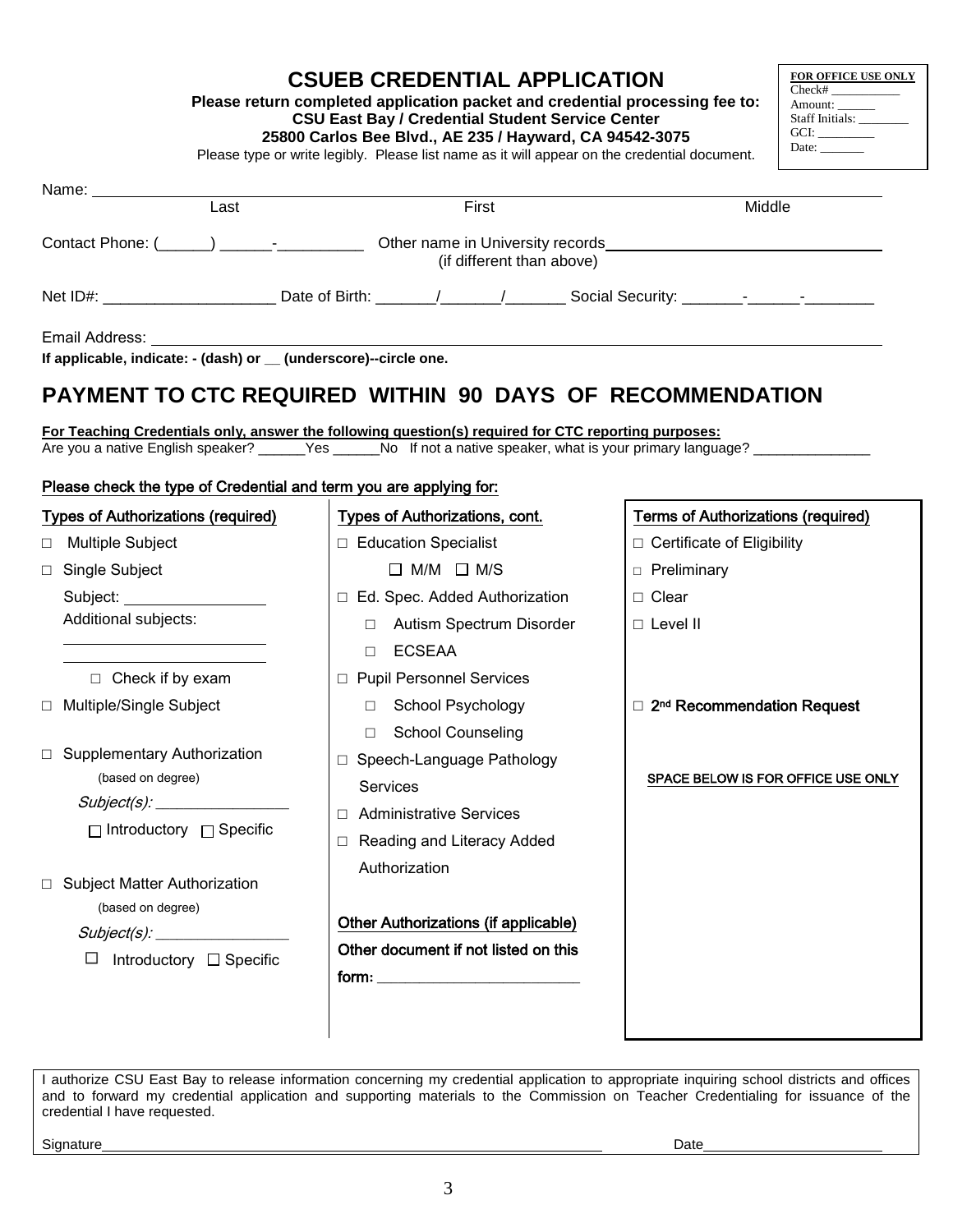# CSUEB CREDENTIAL APPLICATION

**Please return completed application packet and credential processing fee to:**
**CSU East Bay / Credential Student Service Center**
**25800 Carlos Bee Blvd., AE 235 / Hayward, CA 94542-3075**

Please type or write legibly. Please list name as it will appear on the credential document.

| **FOR OFFICE USE ONLY** |
|---|
| Check# ___________ |
| Amount: ______ |
| Staff Initials: ________ |
| GCI: _________ |
| Date: _______ |

Name: ________________________________________________
Last                    First                    Middle

Contact Phone: (______) ______-__________ Other name in University records________________________
(if different than above)

Net ID#: ____________________ Date of Birth: _______/_______/_______ Social Security: _______-______-________

Email Address: ________________________________________________

**If applicable, indicate: - (dash) or __ (underscore)--circle one.**

## PAYMENT TO CTC REQUIRED WITHIN 90 DAYS OF RECOMMENDATION

**For Teaching Credentials only, answer the following question(s) required for CTC reporting purposes:**

Are you a native English speaker? ______Yes ______No If not a native speaker, what is your primary language? ______________

Please check the type of Credential and term you are applying for:

**Types of Authorizations (required)**

- □ Multiple Subject
- □ Single Subject
  - Subject: ________________
  - Additional subjects: ________________ ________________
  - □ Check if by exam
- □ Multiple/Single Subject
- □ Supplementary Authorization (based on degree)
  - *Subject(s):* ________________
  - □ Introductory □ Specific
- □ Subject Matter Authorization (based on degree)
  - *Subject(s):* ________________
  - □ Introductory □ Specific

**Types of Authorizations, cont.**

- □ Education Specialist
  - □ M/M □ M/S
- □ Ed. Spec. Added Authorization
  - □ Autism Spectrum Disorder
  - □ ECSEAA
- □ Pupil Personnel Services
  - □ School Psychology
  - □ School Counseling
- □ Speech-Language Pathology Services
- □ Administrative Services
- □ Reading and Literacy Added Authorization

**Other Authorizations (if applicable)**

Other document if not listed on this form: ________________________

**Terms of Authorizations (required)**

- □ Certificate of Eligibility
- □ Preliminary
- □ Clear
- □ Level II

- □ **2nd Recommendation Request**

SPACE BELOW IS FOR OFFICE USE ONLY

I authorize CSU East Bay to release information concerning my credential application to appropriate inquiring school districts and offices and to forward my credential application and supporting materials to the Commission on Teacher Credentialing for issuance of the credential I have requested.

Signature________________________________________ Date______________________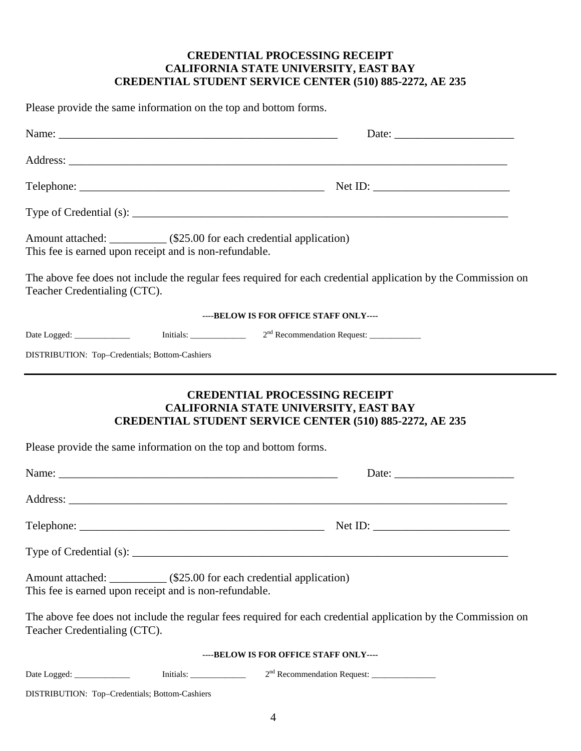**CREDENTIAL PROCESSING RECEIPT**
**CALIFORNIA STATE UNIVERSITY, EAST BAY**
**CREDENTIAL STUDENT SERVICE CENTER (510) 885-2272, AE 235**

Please provide the same information on the top and bottom forms.

Name: ___________________________________________________ Date: _____________________

Address: ______________________________________________________________________________

Telephone: ____________________________________________ Net ID: ________________________

Type of Credential (s): _________________________________________________________________

Amount attached: __________ ($25.00 for each credential application)
This fee is earned upon receipt and is non-refundable.

The above fee does not include the regular fees required for each credential application by the Commission on Teacher Credentialing (CTC).

**----BELOW IS FOR OFFICE STAFF ONLY----**

Date Logged: _____________ Initials: _____________ 2nd Recommendation Request: ____________

DISTRIBUTION: Top–Credentials; Bottom-Cashiers

---

**CREDENTIAL PROCESSING RECEIPT**
**CALIFORNIA STATE UNIVERSITY, EAST BAY**
**CREDENTIAL STUDENT SERVICE CENTER (510) 885-2272, AE 235**

Please provide the same information on the top and bottom forms.

Name: ___________________________________________________ Date: _____________________

Address: ______________________________________________________________________________

Telephone: ____________________________________________ Net ID: ________________________

Type of Credential (s): _________________________________________________________________

Amount attached: __________ ($25.00 for each credential application)
This fee is earned upon receipt and is non-refundable.

The above fee does not include the regular fees required for each credential application by the Commission on Teacher Credentialing (CTC).

**----BELOW IS FOR OFFICE STAFF ONLY----**

Date Logged: _____________ Initials: _____________ 2nd Recommendation Request: _______________

DISTRIBUTION: Top–Credentials; Bottom-Cashiers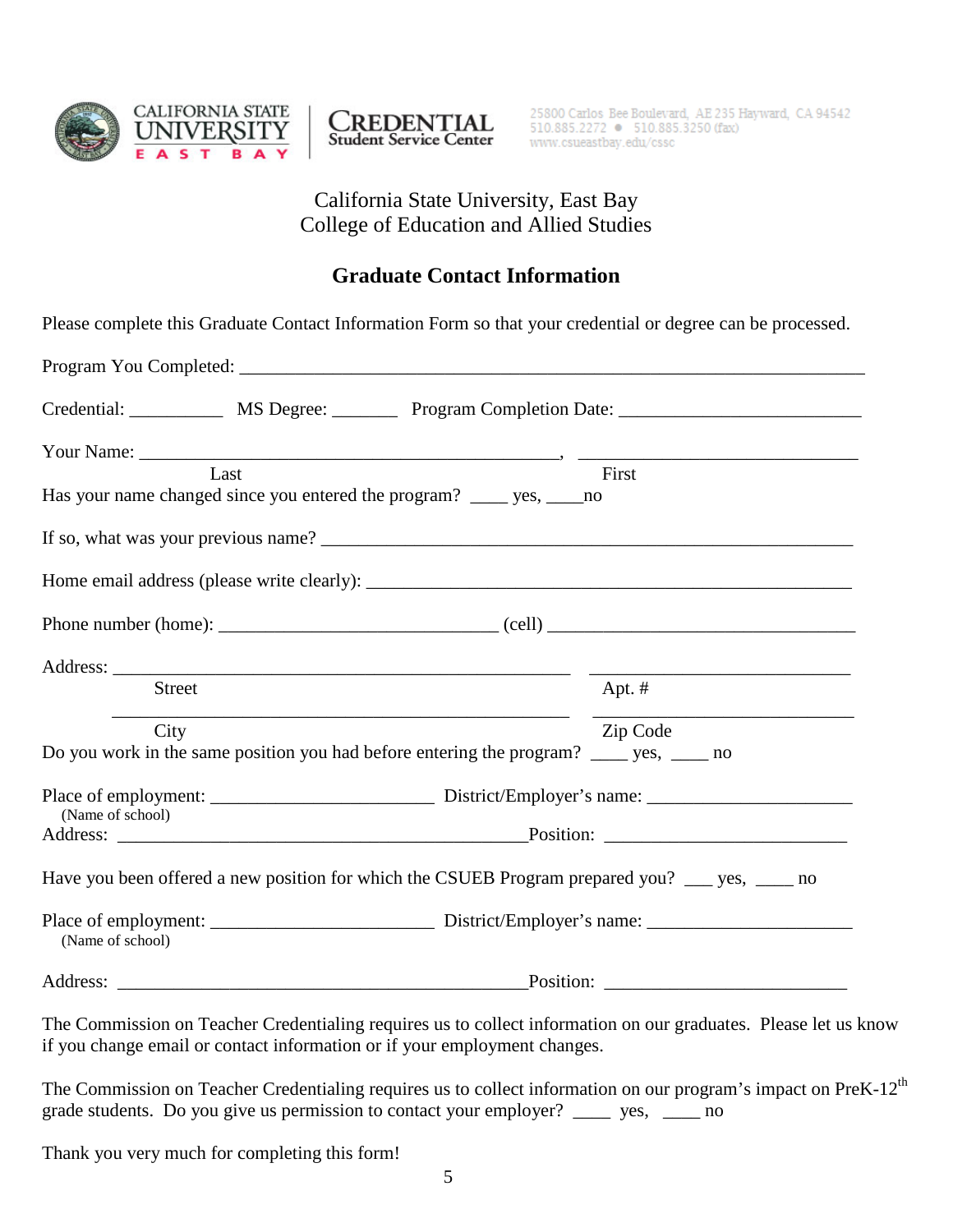CALIFORNIA STATE UNIVERSITY EAST BAY | CREDENTIAL Student Service Center

25800 Carlos Bee Boulevard, AE 235 Hayward, CA 94542
510.885.2272 • 510.885.3250 (fax)
www.csueastbay.edu/cssc

California State University, East Bay
College of Education and Allied Studies

## Graduate Contact Information

Please complete this Graduate Contact Information Form so that your credential or degree can be processed.

Program You Completed: ___________________________________________________________________

Credential: __________ MS Degree: _______ Program Completion Date: __________________________

Your Name: _______________________________________________, ______________________________
Last First

Has your name changed since you entered the program? ____ yes, ____no

If so, what was your previous name? ________________________________________________________

Home email address (please write clearly): ___________________________________________________

Phone number (home): ____________________________ (cell) __________________________________

Address: _________________________________________________ ____________________________
Street Apt. #

_________________________________________________ ____________________________
City Zip Code

Do you work in the same position you had before entering the program? ____ yes, ____ no

Place of employment: _______________________ District/Employer's name: _____________________
(Name of school)

Address: ____________________________________________Position: __________________________

Have you been offered a new position for which the CSUEB Program prepared you? ___ yes, ____ no

Place of employment: _______________________ District/Employer's name: _____________________
(Name of school)

Address: ____________________________________________Position: __________________________

The Commission on Teacher Credentialing requires us to collect information on our graduates. Please let us know if you change email or contact information or if your employment changes.

The Commission on Teacher Credentialing requires us to collect information on our program's impact on PreK-12th grade students. Do you give us permission to contact your employer? ____ yes, ____ no

Thank you very much for completing this form!